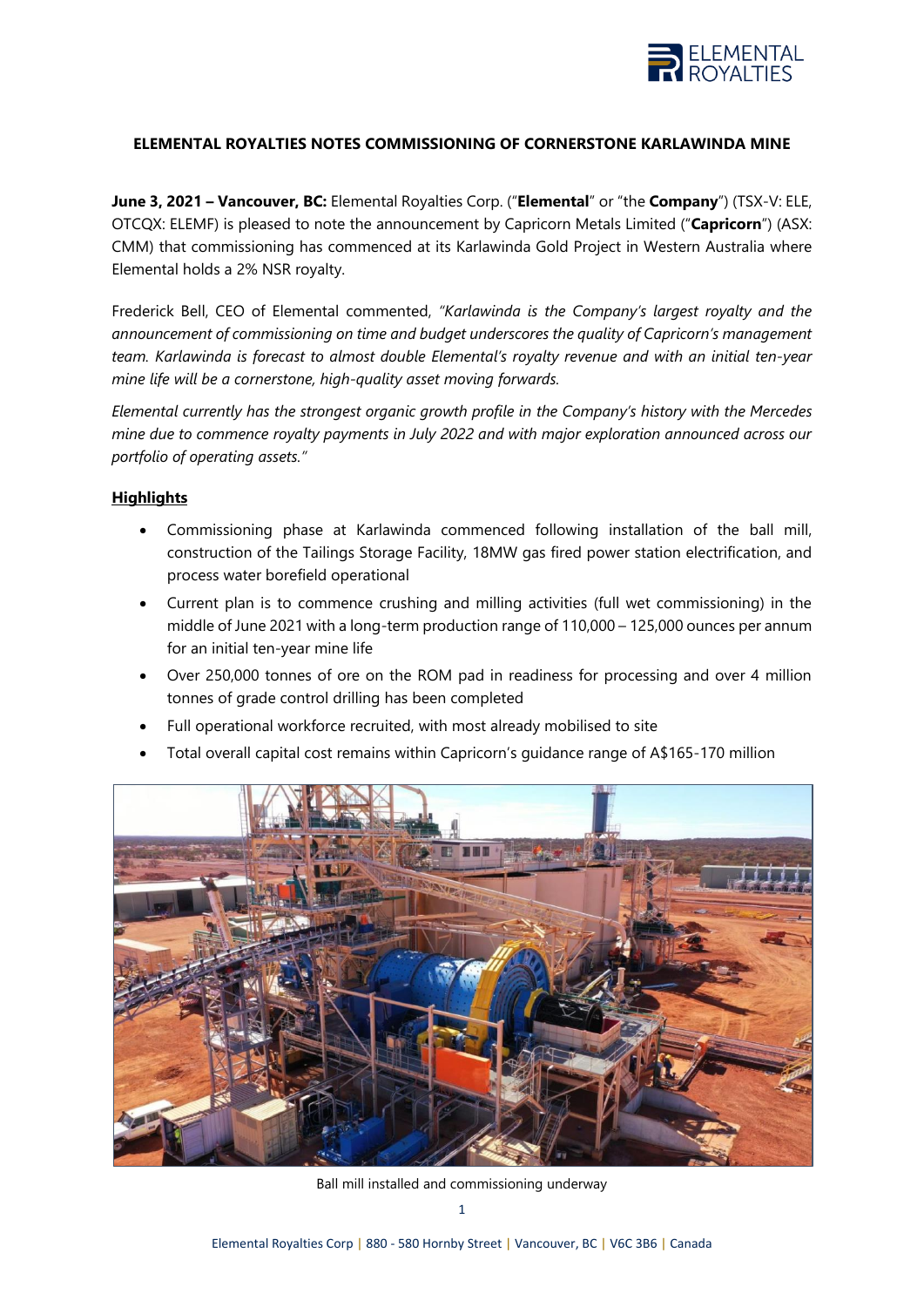# ELEMENTAL ROYALTIES NOTES COMMISSIONING OF CORNERSTONE KARLAWINDA MINE

**June 3, 2021 – Vancouver, BC:** Elemental Royalties Corp. ("**Elemental**" or "the **Company**") (TSX-V: ELE, OTCQX: ELEMF) is pleased to note the announcement by Capricorn Metals Limited ("**Capricorn**") (ASX: CMM) that commissioning has commenced at its Karlawinda Gold Project in Western Australia where Elemental holds a 2% NSR royalty.

Frederick Bell, CEO of Elemental commented, *"Karlawinda is the Company's largest royalty and the announcement of commissioning on time and budget underscores the quality of Capricorn's management team. Karlawinda is forecast to almost double Elemental's royalty revenue and with an initial ten-year mine life will be a cornerstone, high-quality asset moving forwards.*

*Elemental currently has the strongest organic growth profile in the Company's history with the Mercedes mine due to commence royalty payments in July 2022 and with major exploration announced across our portfolio of operating assets."*

## Highlights

- Commissioning phase at Karlawinda commenced following installation of the ball mill, construction of the Tailings Storage Facility, 18MW gas fired power station electrification, and process water borefield operational
- Current plan is to commence crushing and milling activities (full wet commissioning) in the middle of June 2021 with a long-term production range of 110,000 – 125,000 ounces per annum for an initial ten-year mine life
- Over 250,000 tonnes of ore on the ROM pad in readiness for processing and over 4 million tonnes of grade control drilling has been completed
- Full operational workforce recruited, with most already mobilised to site
- Total overall capital cost remains within Capricorn's guidance range of A$165-170 million

Ball mill installed and commissioning underway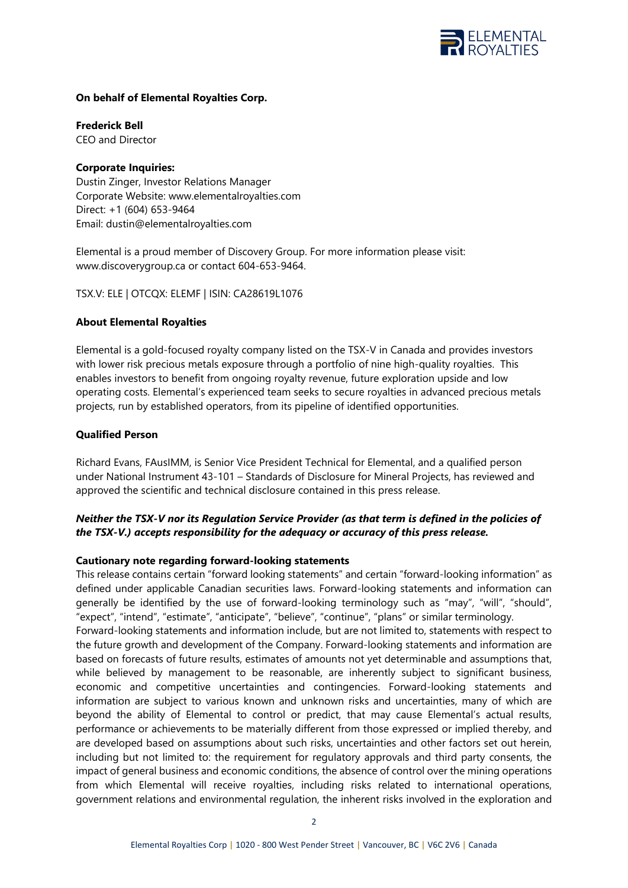**On behalf of Elemental Royalties Corp.**

**Frederick Bell**
CEO and Director

**Corporate Inquiries:**
Dustin Zinger, Investor Relations Manager
Corporate Website: www.elementalroyalties.com
Direct: +1 (604) 653-9464
Email: dustin@elementalroyalties.com

Elemental is a proud member of Discovery Group. For more information please visit: www.discoverygroup.ca or contact 604-653-9464.

TSX.V: ELE | OTCQX: ELEMF | ISIN: CA28619L1076

**About Elemental Royalties**

Elemental is a gold-focused royalty company listed on the TSX-V in Canada and provides investors with lower risk precious metals exposure through a portfolio of nine high-quality royalties. This enables investors to benefit from ongoing royalty revenue, future exploration upside and low operating costs. Elemental's experienced team seeks to secure royalties in advanced precious metals projects, run by established operators, from its pipeline of identified opportunities.

**Qualified Person**

Richard Evans, FAusIMM, is Senior Vice President Technical for Elemental, and a qualified person under National Instrument 43-101 – Standards of Disclosure for Mineral Projects, has reviewed and approved the scientific and technical disclosure contained in this press release.

***Neither the TSX-V nor its Regulation Service Provider (as that term is defined in the policies of the TSX-V.) accepts responsibility for the adequacy or accuracy of this press release.***

**Cautionary note regarding forward-looking statements**

This release contains certain "forward looking statements" and certain "forward-looking information" as defined under applicable Canadian securities laws. Forward-looking statements and information can generally be identified by the use of forward-looking terminology such as "may", "will", "should", "expect", "intend", "estimate", "anticipate", "believe", "continue", "plans" or similar terminology.

Forward-looking statements and information include, but are not limited to, statements with respect to the future growth and development of the Company. Forward-looking statements and information are based on forecasts of future results, estimates of amounts not yet determinable and assumptions that, while believed by management to be reasonable, are inherently subject to significant business, economic and competitive uncertainties and contingencies. Forward-looking statements and information are subject to various known and unknown risks and uncertainties, many of which are beyond the ability of Elemental to control or predict, that may cause Elemental's actual results, performance or achievements to be materially different from those expressed or implied thereby, and are developed based on assumptions about such risks, uncertainties and other factors set out herein, including but not limited to: the requirement for regulatory approvals and third party consents, the impact of general business and economic conditions, the absence of control over the mining operations from which Elemental will receive royalties, including risks related to international operations, government relations and environmental regulation, the inherent risks involved in the exploration and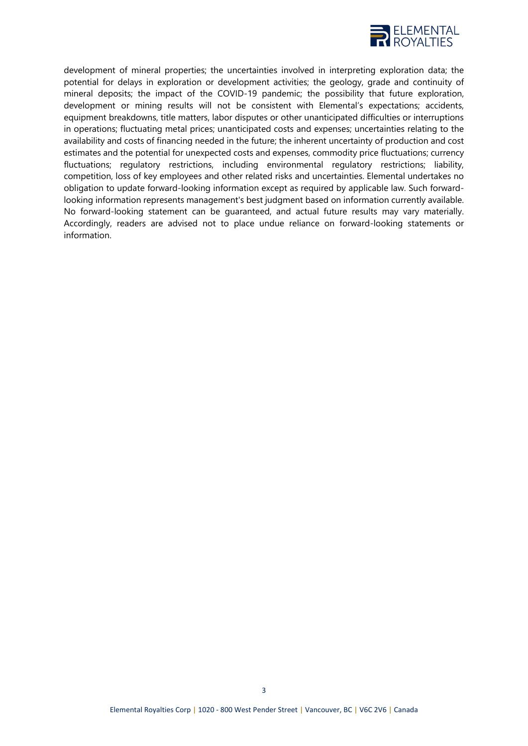development of mineral properties; the uncertainties involved in interpreting exploration data; the potential for delays in exploration or development activities; the geology, grade and continuity of mineral deposits; the impact of the COVID-19 pandemic; the possibility that future exploration, development or mining results will not be consistent with Elemental's expectations; accidents, equipment breakdowns, title matters, labor disputes or other unanticipated difficulties or interruptions in operations; fluctuating metal prices; unanticipated costs and expenses; uncertainties relating to the availability and costs of financing needed in the future; the inherent uncertainty of production and cost estimates and the potential for unexpected costs and expenses, commodity price fluctuations; currency fluctuations; regulatory restrictions, including environmental regulatory restrictions; liability, competition, loss of key employees and other related risks and uncertainties. Elemental undertakes no obligation to update forward-looking information except as required by applicable law. Such forward-looking information represents management's best judgment based on information currently available. No forward-looking statement can be guaranteed, and actual future results may vary materially. Accordingly, readers are advised not to place undue reliance on forward-looking statements or information.